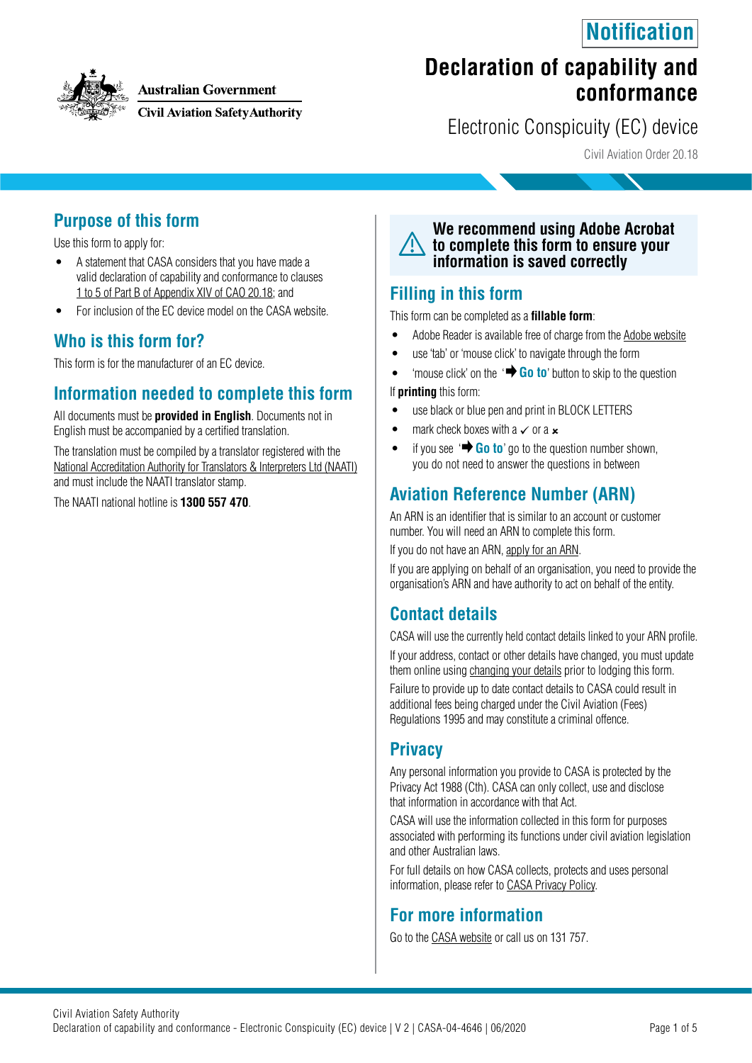Australian Government
Civil Aviation Safety Authority

**Notification**

# Declaration of capability and conformance

Electronic Conspicuity (EC) device

Civil Aviation Order 20.18

## Purpose of this form

Use this form to apply for:

- A statement that CASA considers that you have made a valid declaration of capability and conformance to clauses 1 to 5 of Part B of Appendix XIV of CAO 20.18; and
- For inclusion of the EC device model on the CASA website.

## Who is this form for?

This form is for the manufacturer of an EC device.

## Information needed to complete this form

All documents must be **provided in English**. Documents not in English must be accompanied by a certified translation.

The translation must be compiled by a translator registered with the National Accreditation Authority for Translators & Interpreters Ltd (NAATI) and must include the NAATI translator stamp.

The NAATI national hotline is **1300 557 470**.

**We recommend using Adobe Acrobat to complete this form to ensure your information is saved correctly**

## Filling in this form

This form can be completed as a **fillable form**:

- Adobe Reader is available free of charge from the Adobe website
- use 'tab' or 'mouse click' to navigate through the form
- 'mouse click' on the '➡ **Go to**' button to skip to the question

If **printing** this form:

- use black or blue pen and print in BLOCK LETTERS
- mark check boxes with a ✓ or a ✗
- if you see '➡ **Go to**' go to the question number shown, you do not need to answer the questions in between

## Aviation Reference Number (ARN)

An ARN is an identifier that is similar to an account or customer number. You will need an ARN to complete this form.

If you do not have an ARN, apply for an ARN.

If you are applying on behalf of an organisation, you need to provide the organisation's ARN and have authority to act on behalf of the entity.

## Contact details

CASA will use the currently held contact details linked to your ARN profile.

If your address, contact or other details have changed, you must update them online using changing your details prior to lodging this form.

Failure to provide up to date contact details to CASA could result in additional fees being charged under the Civil Aviation (Fees) Regulations 1995 and may constitute a criminal offence.

## Privacy

Any personal information you provide to CASA is protected by the Privacy Act 1988 (Cth). CASA can only collect, use and disclose that information in accordance with that Act.

CASA will use the information collected in this form for purposes associated with performing its functions under civil aviation legislation and other Australian laws.

For full details on how CASA collects, protects and uses personal information, please refer to CASA Privacy Policy.

## For more information

Go to the CASA website or call us on 131 757.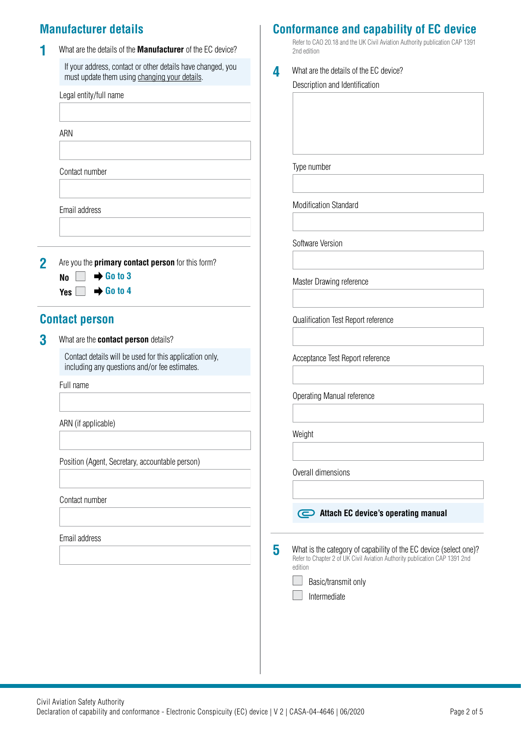## Manufacturer details

**1** What are the details of the **Manufacturer** of the EC device?

> If your address, contact or other details have changed, you must update them using changing your details.

Legal entity/full name

ARN

Contact number

Email address

**2** Are you the **primary contact person** for this form?

- **No** ☐ ➡ Go to 3
- **Yes** ☐ ➡ Go to 4

## Contact person

**3** What are the **contact person** details?

> Contact details will be used for this application only, including any questions and/or fee estimates.

Full name

ARN (if applicable)

Position (Agent, Secretary, accountable person)

Contact number

Email address

## Conformance and capability of EC device

Refer to CAO 20.18 and the UK Civil Aviation Authority publication CAP 1391 2nd edition

**4** What are the details of the EC device?

Description and Identification

Type number

Modification Standard

Software Version

Master Drawing reference

Qualification Test Report reference

Acceptance Test Report reference

Operating Manual reference

Weight

Overall dimensions

**Attach EC device's operating manual**

**5** What is the category of capability of the EC device (select one)?
Refer to Chapter 2 of UK Civil Aviation Authority publication CAP 1391 2nd edition

- ☐ Basic/transmit only
- ☐ Intermediate

Civil Aviation Safety Authority
Declaration of capability and conformance - Electronic Conspicuity (EC) device | V 2 | CASA-04-4646 | 06/2020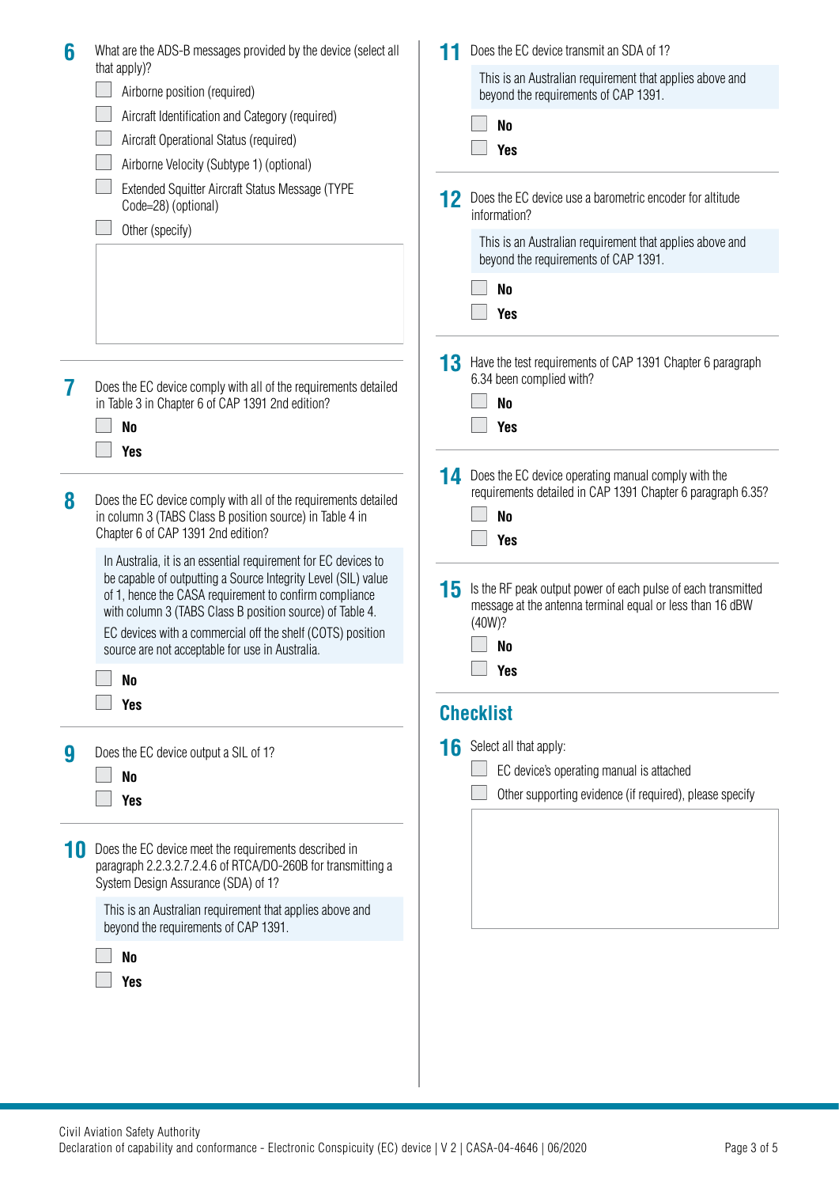**6** What are the ADS-B messages provided by the device (select all that apply)?

- [ ] Airborne position (required)
- [ ] Aircraft Identification and Category (required)
- [ ] Aircraft Operational Status (required)
- [ ] Airborne Velocity (Subtype 1) (optional)
- [ ] Extended Squitter Aircraft Status Message (TYPE Code=28) (optional)
- [ ] Other (specify)

**7** Does the EC device comply with all of the requirements detailed in Table 3 in Chapter 6 of CAP 1391 2nd edition?

- [ ] **No**
- [ ] **Yes**

**8** Does the EC device comply with all of the requirements detailed in column 3 (TABS Class B position source) in Table 4 in Chapter 6 of CAP 1391 2nd edition?

In Australia, it is an essential requirement for EC devices to be capable of outputting a Source Integrity Level (SIL) value of 1, hence the CASA requirement to confirm compliance with column 3 (TABS Class B position source) of Table 4.

EC devices with a commercial off the shelf (COTS) position source are not acceptable for use in Australia.

- [ ] **No**
- [ ] **Yes**

**9** Does the EC device output a SIL of 1?

- [ ] **No**
- [ ] **Yes**

**10** Does the EC device meet the requirements described in paragraph 2.2.3.2.7.2.4.6 of RTCA/DO-260B for transmitting a System Design Assurance (SDA) of 1?

This is an Australian requirement that applies above and beyond the requirements of CAP 1391.

- [ ] **No**
- [ ] **Yes**

**11** Does the EC device transmit an SDA of 1?

This is an Australian requirement that applies above and beyond the requirements of CAP 1391.

- [ ] **No**
- [ ] **Yes**

**12** Does the EC device use a barometric encoder for altitude information?

This is an Australian requirement that applies above and beyond the requirements of CAP 1391.

- [ ] **No**
- [ ] **Yes**

**13** Have the test requirements of CAP 1391 Chapter 6 paragraph 6.34 been complied with?

- [ ] **No**
- [ ] **Yes**

**14** Does the EC device operating manual comply with the requirements detailed in CAP 1391 Chapter 6 paragraph 6.35?

- [ ] **No**
- [ ] **Yes**

**15** Is the RF peak output power of each pulse of each transmitted message at the antenna terminal equal or less than 16 dBW (40W)?

- [ ] **No**
- [ ] **Yes**

## Checklist

**16** Select all that apply:

- [ ] EC device's operating manual is attached
- [ ] Other supporting evidence (if required), please specify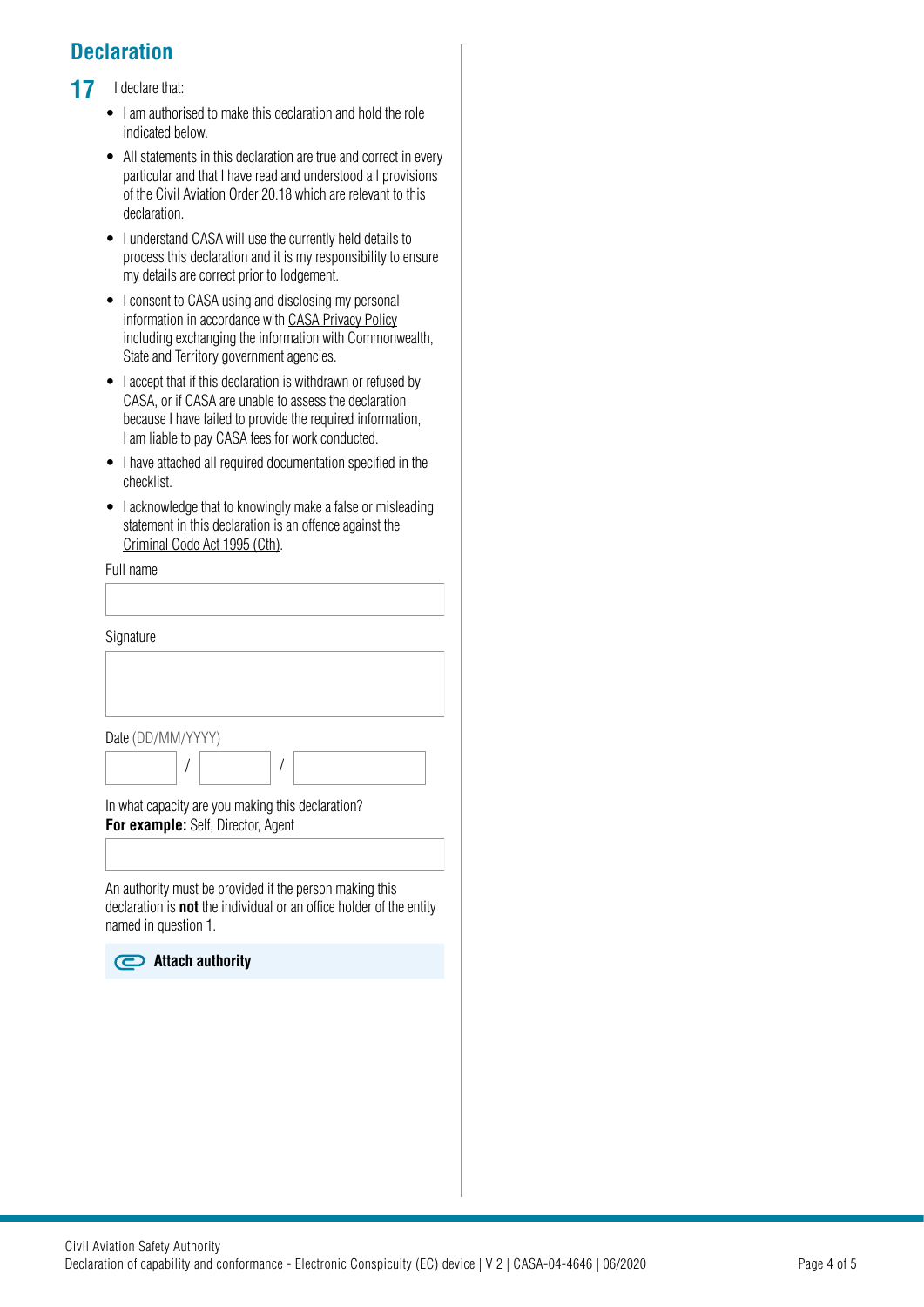## Declaration

**17** I declare that:

- I am authorised to make this declaration and hold the role indicated below.
- All statements in this declaration are true and correct in every particular and that I have read and understood all provisions of the Civil Aviation Order 20.18 which are relevant to this declaration.
- I understand CASA will use the currently held details to process this declaration and it is my responsibility to ensure my details are correct prior to lodgement.
- I consent to CASA using and disclosing my personal information in accordance with CASA Privacy Policy including exchanging the information with Commonwealth, State and Territory government agencies.
- I accept that if this declaration is withdrawn or refused by CASA, or if CASA are unable to assess the declaration because I have failed to provide the required information, I am liable to pay CASA fees for work conducted.
- I have attached all required documentation specified in the checklist.
- I acknowledge that to knowingly make a false or misleading statement in this declaration is an offence against the Criminal Code Act 1995 (Cth).

Full name

Signature

Date (DD/MM/YYYY)

/ /

In what capacity are you making this declaration?
**For example:** Self, Director, Agent

An authority must be provided if the person making this declaration is **not** the individual or an office holder of the entity named in question 1.

**Attach authority**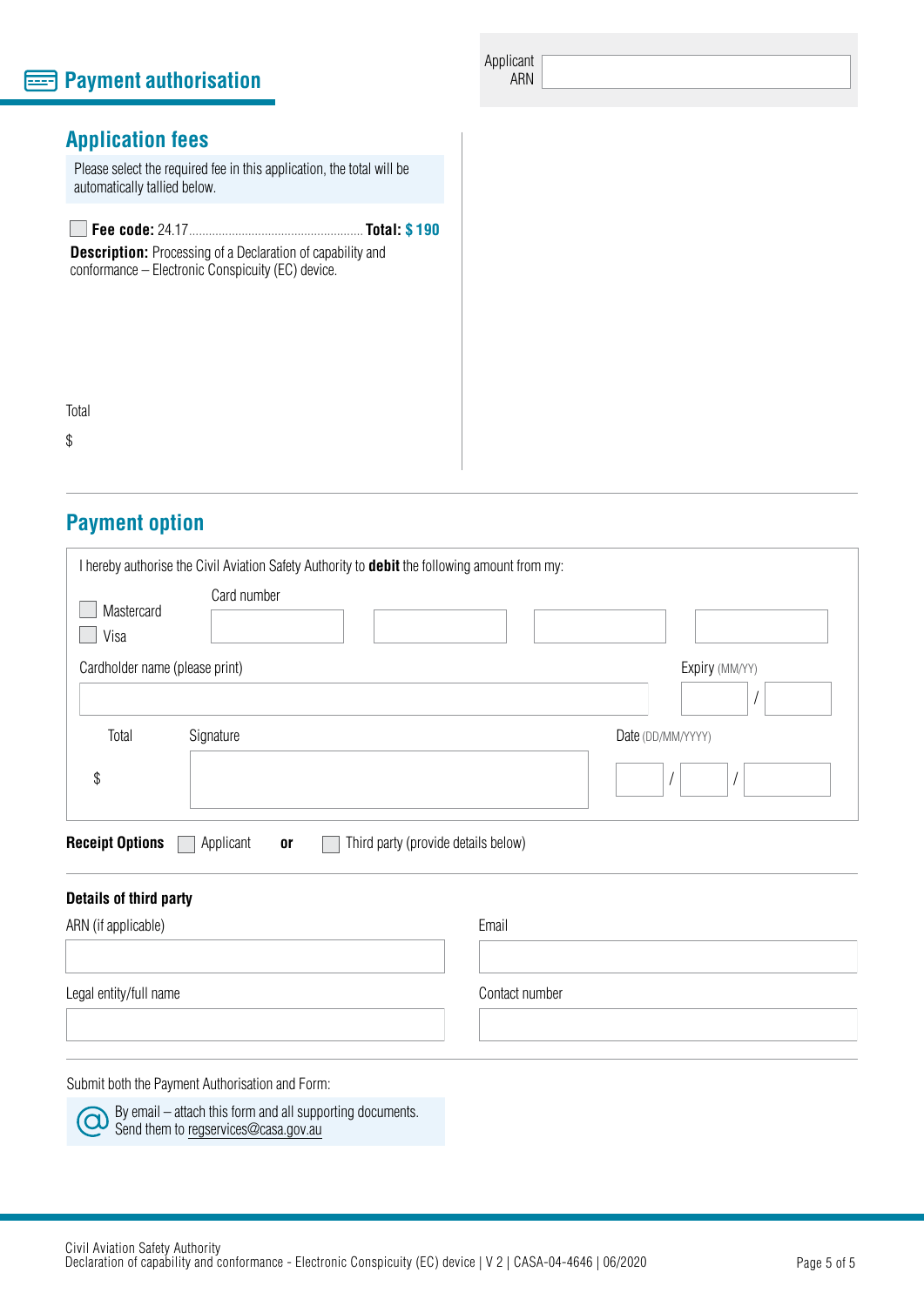## Payment authorisation

Applicant ARN

### Application fees

Please select the required fee in this application, the total will be automatically tallied below.

☐ **Fee code:** 24.17 .................................................... **Total: $ 190**

**Description:** Processing of a Declaration of capability and conformance – Electronic Conspicuity (EC) device.

Total

$

### Payment option

I hereby authorise the Civil Aviation Safety Authority to **debit** the following amount from my:

☐ Mastercard
☐ Visa

Card number

Cardholder name (please print)

Expiry (MM/YY) /

Total

$

Signature

Date (DD/MM/YYYY) / /

**Receipt Options** ☐ Applicant **or** ☐ Third party (provide details below)

**Details of third party**

ARN (if applicable)

Email

Legal entity/full name

Contact number

Submit both the Payment Authorisation and Form:

By email – attach this form and all supporting documents.
Send them to regservices@casa.gov.au

Civil Aviation Safety Authority
Declaration of capability and conformance - Electronic Conspicuity (EC) device | V 2 | CASA-04-4646 | 06/2020